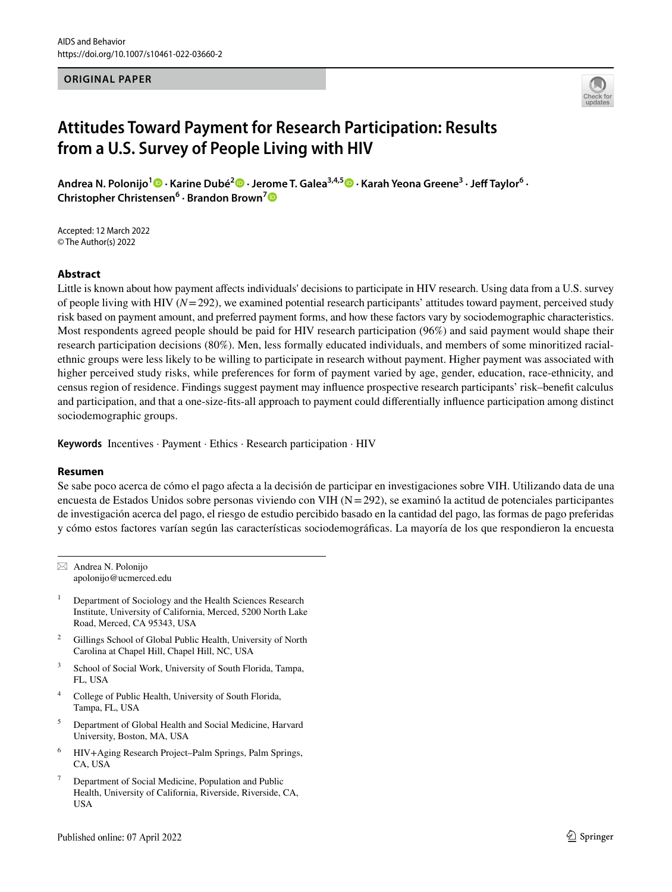ORIGINAL PAPER

# Attitudes Toward Payment for Research Participation: Results from a U.S. Survey of People Living with HIV

**Andrea N. Polonijo[1] · Karine Dubé[2] · Jerome T. Galea[3,4,5] · Karah Yeona Greene[3] · Jeff Taylor[6] · Christopher Christensen[6] · Brandon Brown[7]**

Accepted: 12 March 2022
© The Author(s) 2022

## Abstract

Little is known about how payment affects individuals' decisions to participate in HIV research. Using data from a U.S. survey of people living with HIV ($N=292$), we examined potential research participants' attitudes toward payment, perceived study risk based on payment amount, and preferred payment forms, and how these factors vary by sociodemographic characteristics. Most respondents agreed people should be paid for HIV research participation (96%) and said payment would shape their research participation decisions (80%). Men, less formally educated individuals, and members of some minoritized racial-ethnic groups were less likely to be willing to participate in research without payment. Higher payment was associated with higher perceived study risks, while preferences for form of payment varied by age, gender, education, race-ethnicity, and census region of residence. Findings suggest payment may influence prospective research participants' risk–benefit calculus and participation, and that a one-size-fits-all approach to payment could differentially influence participation among distinct sociodemographic groups.

**Keywords** Incentives · Payment · Ethics · Research participation · HIV

## Resumen

Se sabe poco acerca de cómo el pago afecta a la decisión de participar en investigaciones sobre VIH. Utilizando data de una encuesta de Estados Unidos sobre personas viviendo con VIH (N = 292), se examinó la actitud de potenciales participantes de investigación acerca del pago, el riesgo de estudio percibido basado en la cantidad del pago, las formas de pago preferidas y cómo estos factores varían según las características sociodemográficas. La mayoría de los que respondieron la encuesta

---

✉ Andrea N. Polonijo
apolonijo@ucmerced.edu

1 Department of Sociology and the Health Sciences Research Institute, University of California, Merced, 5200 North Lake Road, Merced, CA 95343, USA

2 Gillings School of Global Public Health, University of North Carolina at Chapel Hill, Chapel Hill, NC, USA

3 School of Social Work, University of South Florida, Tampa, FL, USA

4 College of Public Health, University of South Florida, Tampa, FL, USA

5 Department of Global Health and Social Medicine, Harvard University, Boston, MA, USA

6 HIV+Aging Research Project–Palm Springs, Palm Springs, CA, USA

7 Department of Social Medicine, Population and Public Health, University of California, Riverside, Riverside, CA, USA

Published online: 07 April 2022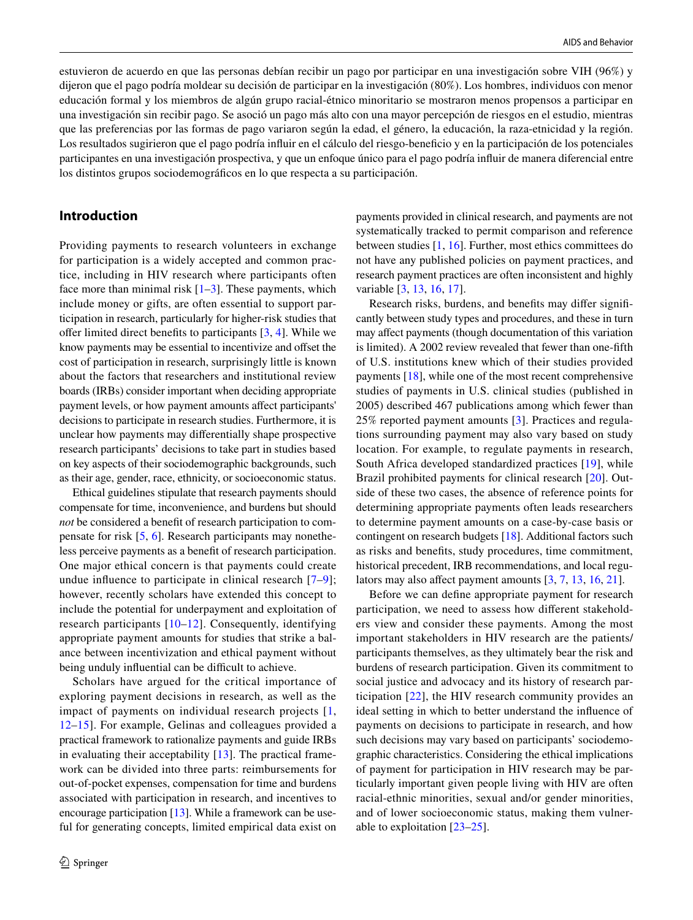estuvieron de acuerdo en que las personas debían recibir un pago por participar en una investigación sobre VIH (96%) y dijeron que el pago podría moldear su decisión de participar en la investigación (80%). Los hombres, individuos con menor educación formal y los miembros de algún grupo racial-étnico minoritario se mostraron menos propensos a participar en una investigación sin recibir pago. Se asoció un pago más alto con una mayor percepción de riesgos en el estudio, mientras que las preferencias por las formas de pago variaron según la edad, el género, la educación, la raza-etnicidad y la región. Los resultados sugirieron que el pago podría influir en el cálculo del riesgo-beneficio y en la participación de los potenciales participantes en una investigación prospectiva, y que un enfoque único para el pago podría influir de manera diferencial entre los distintos grupos sociodemográficos en lo que respecta a su participación.

## Introduction

Providing payments to research volunteers in exchange for participation is a widely accepted and common practice, including in HIV research where participants often face more than minimal risk [1–3]. These payments, which include money or gifts, are often essential to support participation in research, particularly for higher-risk studies that offer limited direct benefits to participants [3, 4]. While we know payments may be essential to incentivize and offset the cost of participation in research, surprisingly little is known about the factors that researchers and institutional review boards (IRBs) consider important when deciding appropriate payment levels, or how payment amounts affect participants' decisions to participate in research studies. Furthermore, it is unclear how payments may differentially shape prospective research participants' decisions to take part in studies based on key aspects of their sociodemographic backgrounds, such as their age, gender, race, ethnicity, or socioeconomic status.

Ethical guidelines stipulate that research payments should compensate for time, inconvenience, and burdens but should *not* be considered a benefit of research participation to compensate for risk [5, 6]. Research participants may nonetheless perceive payments as a benefit of research participation. One major ethical concern is that payments could create undue influence to participate in clinical research [7–9]; however, recently scholars have extended this concept to include the potential for underpayment and exploitation of research participants [10–12]. Consequently, identifying appropriate payment amounts for studies that strike a balance between incentivization and ethical payment without being unduly influential can be difficult to achieve.

Scholars have argued for the critical importance of exploring payment decisions in research, as well as the impact of payments on individual research projects [1, 12–15]. For example, Gelinas and colleagues provided a practical framework to rationalize payments and guide IRBs in evaluating their acceptability [13]. The practical framework can be divided into three parts: reimbursements for out-of-pocket expenses, compensation for time and burdens associated with participation in research, and incentives to encourage participation [13]. While a framework can be useful for generating concepts, limited empirical data exist on payments provided in clinical research, and payments are not systematically tracked to permit comparison and reference between studies [1, 16]. Further, most ethics committees do not have any published policies on payment practices, and research payment practices are often inconsistent and highly variable [3, 13, 16, 17].

Research risks, burdens, and benefits may differ significantly between study types and procedures, and these in turn may affect payments (though documentation of this variation is limited). A 2002 review revealed that fewer than one-fifth of U.S. institutions knew which of their studies provided payments [18], while one of the most recent comprehensive studies of payments in U.S. clinical studies (published in 2005) described 467 publications among which fewer than 25% reported payment amounts [3]. Practices and regulations surrounding payment may also vary based on study location. For example, to regulate payments in research, South Africa developed standardized practices [19], while Brazil prohibited payments for clinical research [20]. Outside of these two cases, the absence of reference points for determining appropriate payments often leads researchers to determine payment amounts on a case-by-case basis or contingent on research budgets [18]. Additional factors such as risks and benefits, study procedures, time commitment, historical precedent, IRB recommendations, and local regulators may also affect payment amounts [3, 7, 13, 16, 21].

Before we can define appropriate payment for research participation, we need to assess how different stakeholders view and consider these payments. Among the most important stakeholders in HIV research are the patients/participants themselves, as they ultimately bear the risk and burdens of research participation. Given its commitment to social justice and advocacy and its history of research participation [22], the HIV research community provides an ideal setting in which to better understand the influence of payments on decisions to participate in research, and how such decisions may vary based on participants' sociodemographic characteristics. Considering the ethical implications of payment for participation in HIV research may be particularly important given people living with HIV are often racial-ethnic minorities, sexual and/or gender minorities, and of lower socioeconomic status, making them vulnerable to exploitation [23–25].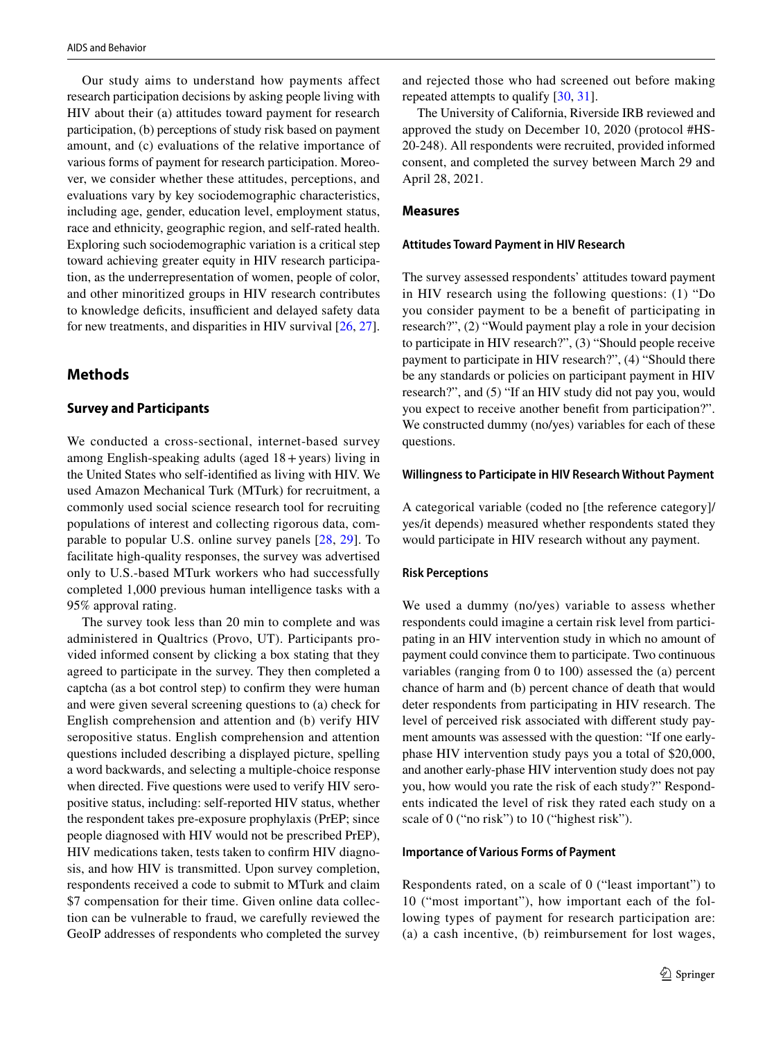Our study aims to understand how payments affect research participation decisions by asking people living with HIV about their (a) attitudes toward payment for research participation, (b) perceptions of study risk based on payment amount, and (c) evaluations of the relative importance of various forms of payment for research participation. Moreover, we consider whether these attitudes, perceptions, and evaluations vary by key sociodemographic characteristics, including age, gender, education level, employment status, race and ethnicity, geographic region, and self-rated health. Exploring such sociodemographic variation is a critical step toward achieving greater equity in HIV research participation, as the underrepresentation of women, people of color, and other minoritized groups in HIV research contributes to knowledge deficits, insufficient and delayed safety data for new treatments, and disparities in HIV survival [26, 27].

## Methods

### Survey and Participants

We conducted a cross-sectional, internet-based survey among English-speaking adults (aged 18 + years) living in the United States who self-identified as living with HIV. We used Amazon Mechanical Turk (MTurk) for recruitment, a commonly used social science research tool for recruiting populations of interest and collecting rigorous data, comparable to popular U.S. online survey panels [28, 29]. To facilitate high-quality responses, the survey was advertised only to U.S.-based MTurk workers who had successfully completed 1,000 previous human intelligence tasks with a 95% approval rating.

The survey took less than 20 min to complete and was administered in Qualtrics (Provo, UT). Participants provided informed consent by clicking a box stating that they agreed to participate in the survey. They then completed a captcha (as a bot control step) to confirm they were human and were given several screening questions to (a) check for English comprehension and attention and (b) verify HIV seropositive status. English comprehension and attention questions included describing a displayed picture, spelling a word backwards, and selecting a multiple-choice response when directed. Five questions were used to verify HIV seropositive status, including: self-reported HIV status, whether the respondent takes pre-exposure prophylaxis (PrEP; since people diagnosed with HIV would not be prescribed PrEP), HIV medications taken, tests taken to confirm HIV diagnosis, and how HIV is transmitted. Upon survey completion, respondents received a code to submit to MTurk and claim $7 compensation for their time. Given online data collection can be vulnerable to fraud, we carefully reviewed the GeoIP addresses of respondents who completed the survey and rejected those who had screened out before making repeated attempts to qualify [30, 31].

The University of California, Riverside IRB reviewed and approved the study on December 10, 2020 (protocol #HS-20-248). All respondents were recruited, provided informed consent, and completed the survey between March 29 and April 28, 2021.

### Measures

#### Attitudes Toward Payment in HIV Research

The survey assessed respondents' attitudes toward payment in HIV research using the following questions: (1) "Do you consider payment to be a benefit of participating in research?", (2) "Would payment play a role in your decision to participate in HIV research?", (3) "Should people receive payment to participate in HIV research?", (4) "Should there be any standards or policies on participant payment in HIV research?", and (5) "If an HIV study did not pay you, would you expect to receive another benefit from participation?". We constructed dummy (no/yes) variables for each of these questions.

#### Willingness to Participate in HIV Research Without Payment

A categorical variable (coded no [the reference category]/yes/it depends) measured whether respondents stated they would participate in HIV research without any payment.

#### Risk Perceptions

We used a dummy (no/yes) variable to assess whether respondents could imagine a certain risk level from participating in an HIV intervention study in which no amount of payment could convince them to participate. Two continuous variables (ranging from 0 to 100) assessed the (a) percent chance of harm and (b) percent chance of death that would deter respondents from participating in HIV research. The level of perceived risk associated with different study payment amounts was assessed with the question: "If one early-phase HIV intervention study pays you a total of $20,000, and another early-phase HIV intervention study does not pay you, how would you rate the risk of each study?" Respondents indicated the level of risk they rated each study on a scale of 0 ("no risk") to 10 ("highest risk").

#### Importance of Various Forms of Payment

Respondents rated, on a scale of 0 ("least important") to 10 ("most important"), how important each of the following types of payment for research participation are: (a) a cash incentive, (b) reimbursement for lost wages,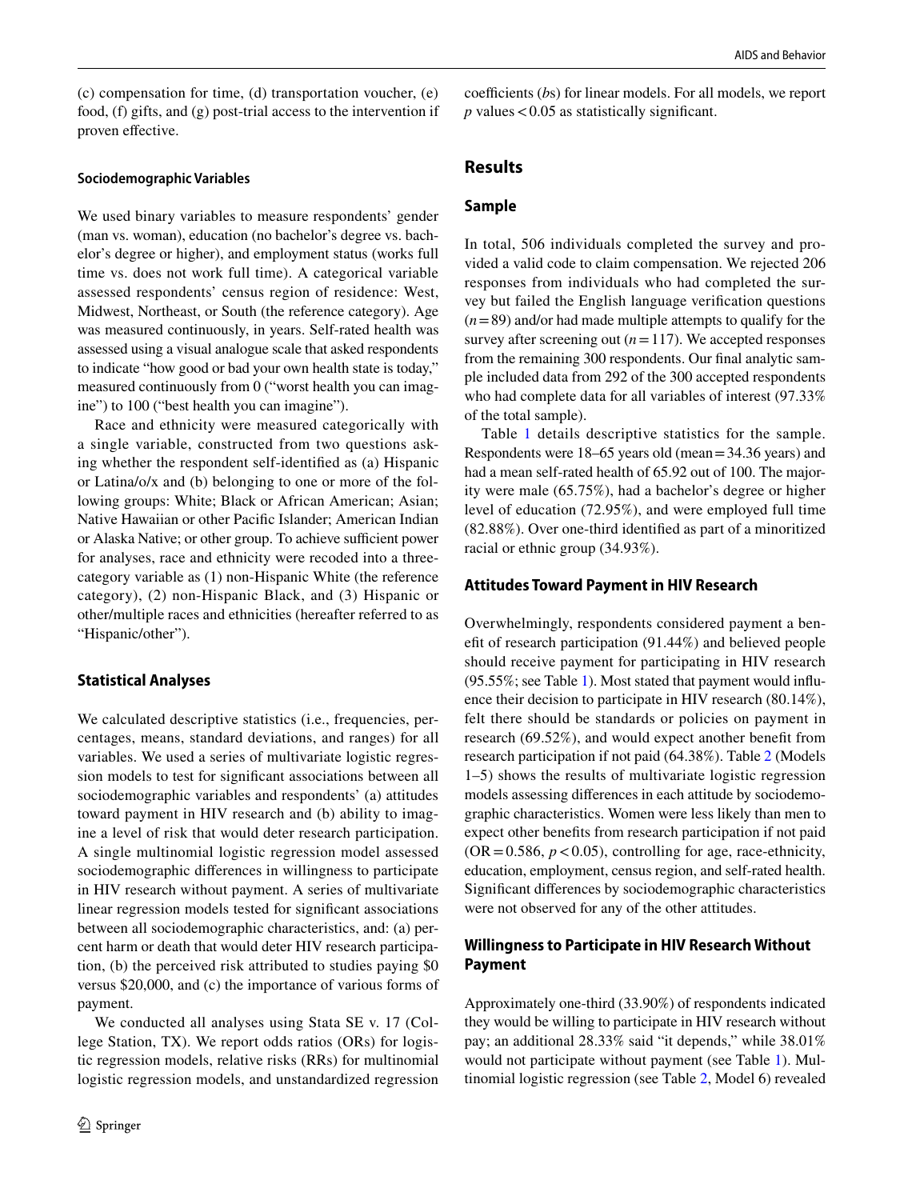(c) compensation for time, (d) transportation voucher, (e) food, (f) gifts, and (g) post-trial access to the intervention if proven effective.

#### Sociodemographic Variables

We used binary variables to measure respondents' gender (man vs. woman), education (no bachelor's degree vs. bachelor's degree or higher), and employment status (works full time vs. does not work full time). A categorical variable assessed respondents' census region of residence: West, Midwest, Northeast, or South (the reference category). Age was measured continuously, in years. Self-rated health was assessed using a visual analogue scale that asked respondents to indicate "how good or bad your own health state is today," measured continuously from 0 ("worst health you can imagine") to 100 ("best health you can imagine").

Race and ethnicity were measured categorically with a single variable, constructed from two questions asking whether the respondent self-identified as (a) Hispanic or Latina/o/x and (b) belonging to one or more of the following groups: White; Black or African American; Asian; Native Hawaiian or other Pacific Islander; American Indian or Alaska Native; or other group. To achieve sufficient power for analyses, race and ethnicity were recoded into a three-category variable as (1) non-Hispanic White (the reference category), (2) non-Hispanic Black, and (3) Hispanic or other/multiple races and ethnicities (hereafter referred to as "Hispanic/other").

### Statistical Analyses

We calculated descriptive statistics (i.e., frequencies, percentages, means, standard deviations, and ranges) for all variables. We used a series of multivariate logistic regression models to test for significant associations between all sociodemographic variables and respondents' (a) attitudes toward payment in HIV research and (b) ability to imagine a level of risk that would deter research participation. A single multinomial logistic regression model assessed sociodemographic differences in willingness to participate in HIV research without payment. A series of multivariate linear regression models tested for significant associations between all sociodemographic characteristics, and: (a) percent harm or death that would deter HIV research participation, (b) the perceived risk attributed to studies paying \$0 versus \$20,000, and (c) the importance of various forms of payment.

We conducted all analyses using Stata SE v. 17 (College Station, TX). We report odds ratios (ORs) for logistic regression models, relative risks (RRs) for multinomial logistic regression models, and unstandardized regression coefficients (*b*s) for linear models. For all models, we report *p* values < 0.05 as statistically significant.

## Results

### Sample

In total, 506 individuals completed the survey and provided a valid code to claim compensation. We rejected 206 responses from individuals who had completed the survey but failed the English language verification questions ($n=89$) and/or had made multiple attempts to qualify for the survey after screening out ($n=117$). We accepted responses from the remaining 300 respondents. Our final analytic sample included data from 292 of the 300 accepted respondents who had complete data for all variables of interest (97.33% of the total sample).

Table 1 details descriptive statistics for the sample. Respondents were 18–65 years old (mean = 34.36 years) and had a mean self-rated health of 65.92 out of 100. The majority were male (65.75%), had a bachelor's degree or higher level of education (72.95%), and were employed full time (82.88%). Over one-third identified as part of a minoritized racial or ethnic group (34.93%).

### Attitudes Toward Payment in HIV Research

Overwhelmingly, respondents considered payment a benefit of research participation (91.44%) and believed people should receive payment for participating in HIV research (95.55%; see Table 1). Most stated that payment would influence their decision to participate in HIV research (80.14%), felt there should be standards or policies on payment in research (69.52%), and would expect another benefit from research participation if not paid (64.38%). Table 2 (Models 1–5) shows the results of multivariate logistic regression models assessing differences in each attitude by sociodemographic characteristics. Women were less likely than men to expect other benefits from research participation if not paid (OR = 0.586, $p < 0.05$), controlling for age, race-ethnicity, education, employment, census region, and self-rated health. Significant differences by sociodemographic characteristics were not observed for any of the other attitudes.

### Willingness to Participate in HIV Research Without Payment

Approximately one-third (33.90%) of respondents indicated they would be willing to participate in HIV research without pay; an additional 28.33% said "it depends," while 38.01% would not participate without payment (see Table 1). Multinomial logistic regression (see Table 2, Model 6) revealed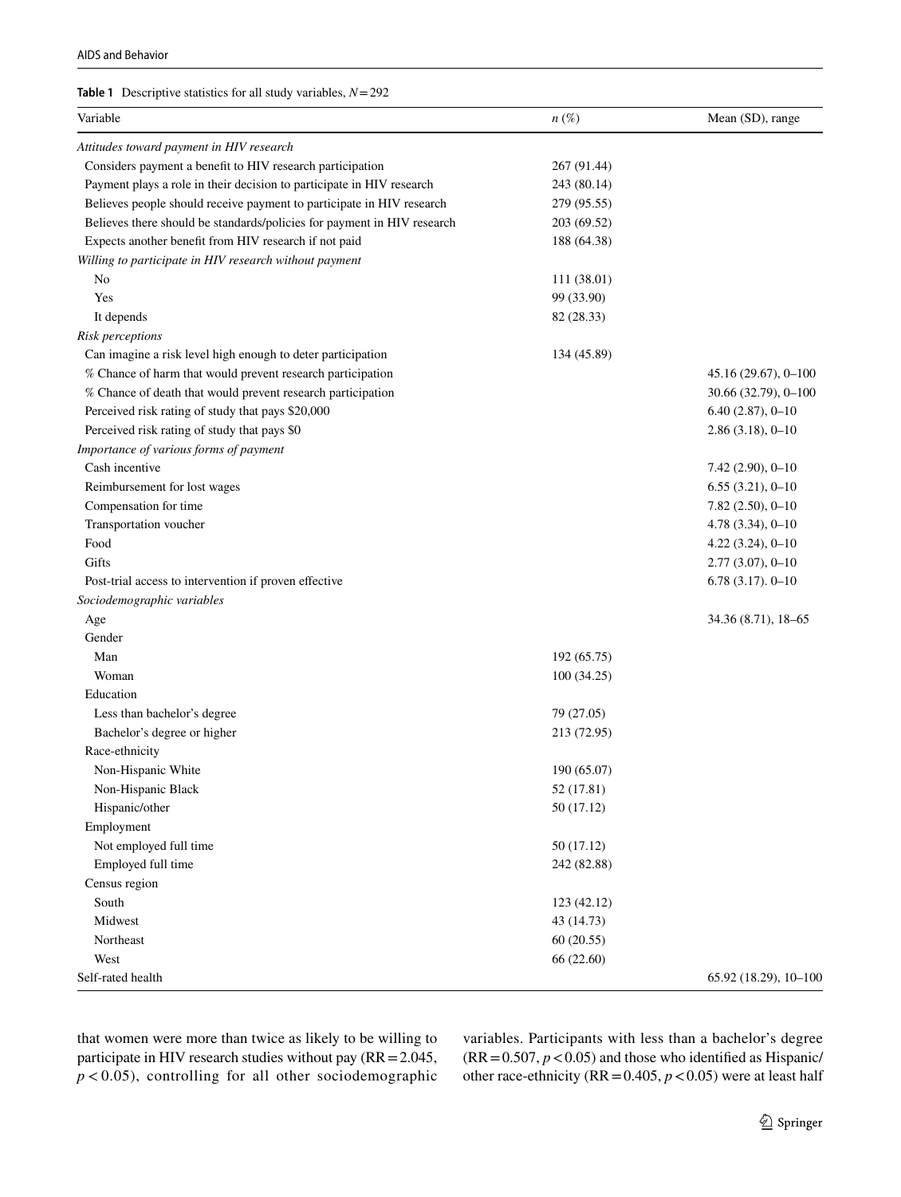**Table 1** Descriptive statistics for all study variables, $N = 292$

| Variable | $n$ (%) | Mean (SD), range |
|---|---|---|
| *Attitudes toward payment in HIV research* | | |
| Considers payment a benefit to HIV research participation | 267 (91.44) | |
| Payment plays a role in their decision to participate in HIV research | 243 (80.14) | |
| Believes people should receive payment to participate in HIV research | 279 (95.55) | |
| Believes there should be standards/policies for payment in HIV research | 203 (69.52) | |
| Expects another benefit from HIV research if not paid | 188 (64.38) | |
| *Willing to participate in HIV research without payment* | | |
| No | 111 (38.01) | |
| Yes | 99 (33.90) | |
| It depends | 82 (28.33) | |
| *Risk perceptions* | | |
| Can imagine a risk level high enough to deter participation | 134 (45.89) | |
| % Chance of harm that would prevent research participation | | 45.16 (29.67), 0–100 |
| % Chance of death that would prevent research participation | | 30.66 (32.79), 0–100 |
| Perceived risk rating of study that pays $20,000 | | 6.40 (2.87), 0–10 |
| Perceived risk rating of study that pays $0 | | 2.86 (3.18), 0–10 |
| *Importance of various forms of payment* | | |
| Cash incentive | | 7.42 (2.90), 0–10 |
| Reimbursement for lost wages | | 6.55 (3.21), 0–10 |
| Compensation for time | | 7.82 (2.50), 0–10 |
| Transportation voucher | | 4.78 (3.34), 0–10 |
| Food | | 4.22 (3.24), 0–10 |
| Gifts | | 2.77 (3.07), 0–10 |
| Post-trial access to intervention if proven effective | | 6.78 (3.17). 0–10 |
| *Sociodemographic variables* | | |
| Age | | 34.36 (8.71), 18–65 |
| Gender | | |
| Man | 192 (65.75) | |
| Woman | 100 (34.25) | |
| Education | | |
| Less than bachelor's degree | 79 (27.05) | |
| Bachelor's degree or higher | 213 (72.95) | |
| Race-ethnicity | | |
| Non-Hispanic White | 190 (65.07) | |
| Non-Hispanic Black | 52 (17.81) | |
| Hispanic/other | 50 (17.12) | |
| Employment | | |
| Not employed full time | 50 (17.12) | |
| Employed full time | 242 (82.88) | |
| Census region | | |
| South | 123 (42.12) | |
| Midwest | 43 (14.73) | |
| Northeast | 60 (20.55) | |
| West | 66 (22.60) | |
| Self-rated health | | 65.92 (18.29), 10–100 |

that women were more than twice as likely to be willing to participate in HIV research studies without pay (RR = 2.045, $p < 0.05$), controlling for all other sociodemographic variables. Participants with less than a bachelor's degree (RR = 0.507, $p < 0.05$) and those who identified as Hispanic/other race-ethnicity (RR = 0.405, $p < 0.05$) were at least half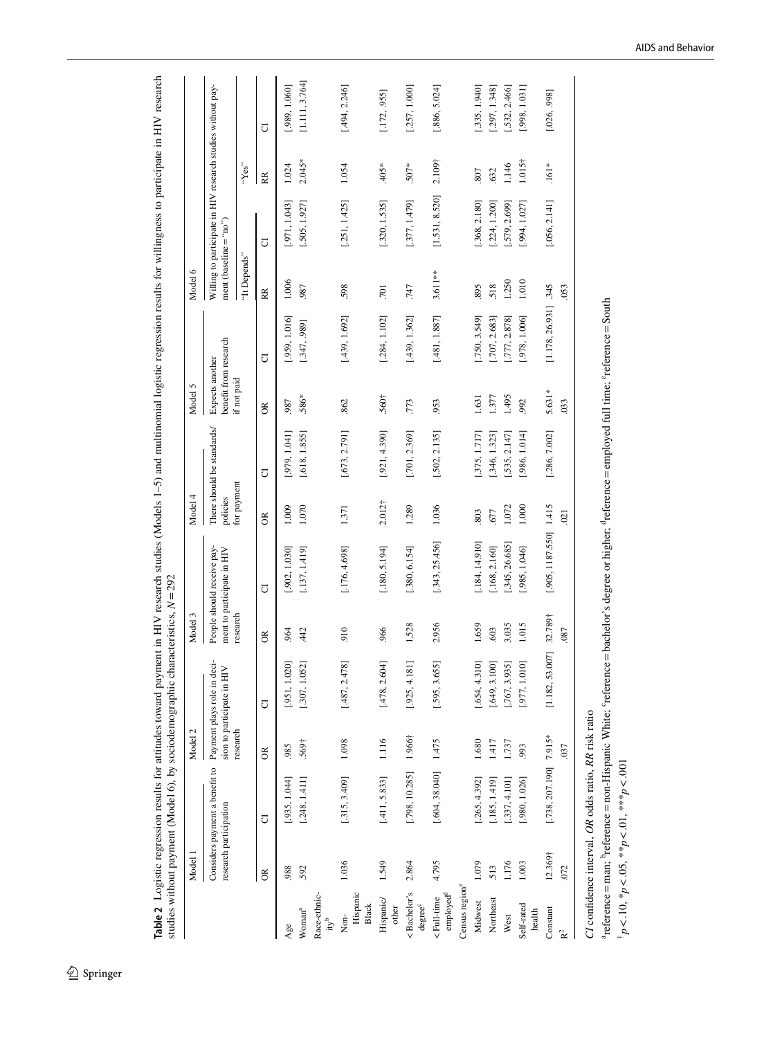**Table 2** Logistic regression results for attitudes toward payment in HIV research studies (Models 1–5) and multinomial logistic regression results for willingness to participate in HIV research studies without payment (Model 6), by sociodemographic characteristics, $N = 292$

| | Model 1 | | Model 2 | | Model 3 | | Model 4 | | Model 5 | | Model 6 | | | |
|---|---|---|---|---|---|---|---|---|---|---|---|---|---|---|
| | Considers payment a benefit to research participation | | Payment plays role in decision to participate in HIV research | | People should receive payment to participate in HIV research | | There should be standards/policies for payment | | Expects another benefit from research if not paid | | Willing to participate in HIV research studies without payment (baseline = "no") | | | |
| | | | | | | | | | | | "It Depends" | | "Yes" | |
| | OR | CI | OR | CI | OR | CI | OR | CI | OR | CI | RR | CI | RR | CI |
| Age | .988 | [.935, 1.044] | .985 | [.951, 1.020] | .964 | [.902, 1.030] | 1.009 | [.979, 1.041] | .987 | [.959, 1.016] | 1.006 | [.971, 1.043] | 1.024 | [.989, 1.060] |
| Woman[a] | .592 | [.248, 1.411] | .569† | [.307, 1.052] | .442 | [.137, 1.419] | 1.070 | [.618, 1.855] | .586* | [.347, .989] | .987 | [.505, 1.927] | 2.045* | [1.111, 3.764] |
| Race-ethnicity[b] | | | | | | | | | | | | | | |
| Non-Hispanic Black | 1.036 | [.315, 3.409] | 1.098 | [.487, 2.478] | .910 | [.176, 4.698] | 1.371 | [.673, 2.791] | .862 | [.439, 1.692] | .598 | [.251, 1.425] | 1.054 | [.494, 2.246] |
| Hispanic/other | 1.549 | [.411, 5.833] | 1.116 | [.478, 2.604] | .966 | [.180, 5.194] | 2.012† | [.921, 4.390] | .560† | [.284, 1.102] | .701 | [.320, 1.535] | .405* | [.172, .955] |
| < Bachelor's degree[c] | 2.864 | [.798, 10.285] | 1.966† | [.925, 4.181] | 1.528 | [.380, 6.154] | 1.289 | [.701, 2.369] | .773 | [.439, 1.362] | .747 | [.377, 1.479] | .507* | [.257, 1.000] |
| < Full-time employed[d] | 4.795 | [.604, 38.040] | 1.475 | [.595, 3.655] | 2.956 | [.343, 25.456] | 1.036 | [.502, 2.135] | .953 | [.481, 1.887] | 3.611** | [1.531, 8.520] | 2.109† | [.886, 5.024] |
| Census region[e] | | | | | | | | | | | | | | |
| Midwest | 1.079 | [.265, 4.392] | 1.680 | [.654, 4.310] | 1.659 | [.184, 14.910] | .803 | [.375, 1.717] | 1.631 | [.750, 3.549] | .895 | [.368, 2.180] | .807 | [.335, 1.940] |
| Northeast | .513 | [.185, 1.419] | 1.417 | [.649, 3.100] | .603 | [.168, 2.160] | .677 | [.346, 1.323] | 1.377 | [.707, 2.683] | .518 | [.224, 1.200] | .632 | [.297, 1.348] |
| West | 1.176 | [.337, 4.101] | 1.737 | [.767, 3.935] | 3.035 | [.345, 26.685] | 1.072 | [.535, 2.147] | 1.495 | [.777, 2.878] | 1.250 | [.579, 2.699] | 1.146 | [.532, 2.466] |
| Self-rated health | 1.003 | [.980, 1.026] | .993 | [.977, 1.010] | 1.015 | [.985, 1.046] | 1.000 | [.986, 1.014] | .992 | [.978, 1.006] | 1.010 | [.994, 1.027] | 1.015† | [.998, 1.031] |
| Constant | 12.369† | [.738, 207.190] | 7.915* | [1.182, 53.007] | 32.789† | [.905, 1187.550] | 1.415 | [.286, 7.002] | 5.631* | [1.178, 26.931] | .345 | [.056, 2.141] | .161* | [.026, .998] |
| $R^2$ | .072 | | .037 | | .087 | | .021 | | .033 | | .053 | | | |

*CI* confidence interval, *OR* odds ratio, *RR* risk ratio

[a]reference = man; [b]reference = non-Hispanic White; [c]reference = bachelor's degree or higher; [d]reference = employed full time; [e]reference = South

† $p < .10$, * $p < .05$, ** $p < .01$, *** $p < .001$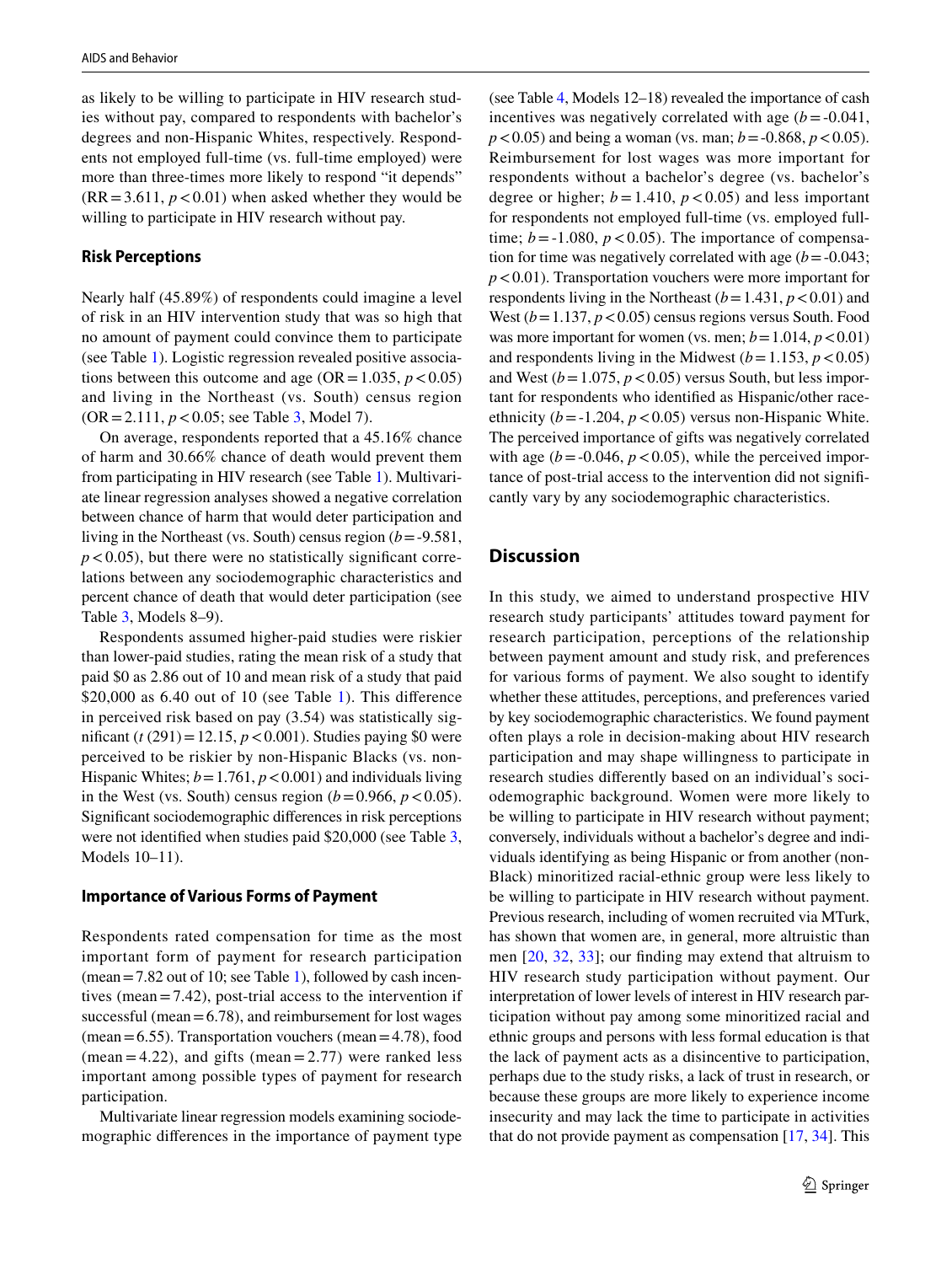as likely to be willing to participate in HIV research studies without pay, compared to respondents with bachelor's degrees and non-Hispanic Whites, respectively. Respondents not employed full-time (vs. full-time employed) were more than three-times more likely to respond "it depends" (RR = 3.611, $p < 0.01$) when asked whether they would be willing to participate in HIV research without pay.

### Risk Perceptions

Nearly half (45.89%) of respondents could imagine a level of risk in an HIV intervention study that was so high that no amount of payment could convince them to participate (see Table 1). Logistic regression revealed positive associations between this outcome and age (OR = 1.035, $p < 0.05$) and living in the Northeast (vs. South) census region (OR = 2.111, $p < 0.05$; see Table 3, Model 7).

On average, respondents reported that a 45.16% chance of harm and 30.66% chance of death would prevent them from participating in HIV research (see Table 1). Multivariate linear regression analyses showed a negative correlation between chance of harm that would deter participation and living in the Northeast (vs. South) census region ($b$ = -9.581, $p < 0.05$), but there were no statistically significant correlations between any sociodemographic characteristics and percent chance of death that would deter participation (see Table 3, Models 8–9).

Respondents assumed higher-paid studies were riskier than lower-paid studies, rating the mean risk of a study that paid $0 as 2.86 out of 10 and mean risk of a study that paid $20,000 as 6.40 out of 10 (see Table 1). This difference in perceived risk based on pay (3.54) was statistically significant ($t$ (291) = 12.15, $p < 0.001$). Studies paying $0 were perceived to be riskier by non-Hispanic Blacks (vs. non-Hispanic Whites; $b$ = 1.761, $p < 0.001$) and individuals living in the West (vs. South) census region ($b$ = 0.966, $p < 0.05$). Significant sociodemographic differences in risk perceptions were not identified when studies paid $20,000 (see Table 3, Models 10–11).

### Importance of Various Forms of Payment

Respondents rated compensation for time as the most important form of payment for research participation (mean = 7.82 out of 10; see Table 1), followed by cash incentives (mean = 7.42), post-trial access to the intervention if successful (mean = 6.78), and reimbursement for lost wages (mean = 6.55). Transportation vouchers (mean = 4.78), food (mean = 4.22), and gifts (mean = 2.77) were ranked less important among possible types of payment for research participation.

Multivariate linear regression models examining sociodemographic differences in the importance of payment type (see Table 4, Models 12–18) revealed the importance of cash incentives was negatively correlated with age ($b$ = -0.041, $p < 0.05$) and being a woman (vs. man; $b$ = -0.868, $p < 0.05$). Reimbursement for lost wages was more important for respondents without a bachelor's degree (vs. bachelor's degree or higher; $b$ = 1.410, $p < 0.05$) and less important for respondents not employed full-time (vs. employed full-time; $b$ = -1.080, $p < 0.05$). The importance of compensation for time was negatively correlated with age ($b$ = -0.043; $p < 0.01$). Transportation vouchers were more important for respondents living in the Northeast ($b$ = 1.431, $p < 0.01$) and West ($b$ = 1.137, $p < 0.05$) census regions versus South. Food was more important for women (vs. men; $b$ = 1.014, $p < 0.01$) and respondents living in the Midwest ($b$ = 1.153, $p < 0.05$) and West ($b$ = 1.075, $p < 0.05$) versus South, but less important for respondents who identified as Hispanic/other race-ethnicity ($b$ = -1.204, $p < 0.05$) versus non-Hispanic White. The perceived importance of gifts was negatively correlated with age ($b$ = -0.046, $p < 0.05$), while the perceived importance of post-trial access to the intervention did not significantly vary by any sociodemographic characteristics.

## Discussion

In this study, we aimed to understand prospective HIV research study participants' attitudes toward payment for research participation, perceptions of the relationship between payment amount and study risk, and preferences for various forms of payment. We also sought to identify whether these attitudes, perceptions, and preferences varied by key sociodemographic characteristics. We found payment often plays a role in decision-making about HIV research participation and may shape willingness to participate in research studies differently based on an individual's sociodemographic background. Women were more likely to be willing to participate in HIV research without payment; conversely, individuals without a bachelor's degree and individuals identifying as being Hispanic or from another (non-Black) minoritized racial-ethnic group were less likely to be willing to participate in HIV research without payment. Previous research, including of women recruited via MTurk, has shown that women are, in general, more altruistic than men [20, 32, 33]; our finding may extend that altruism to HIV research study participation without payment. Our interpretation of lower levels of interest in HIV research participation without pay among some minoritized racial and ethnic groups and persons with less formal education is that the lack of payment acts as a disincentive to participation, perhaps due to the study risks, a lack of trust in research, or because these groups are more likely to experience income insecurity and may lack the time to participate in activities that do not provide payment as compensation [17, 34]. This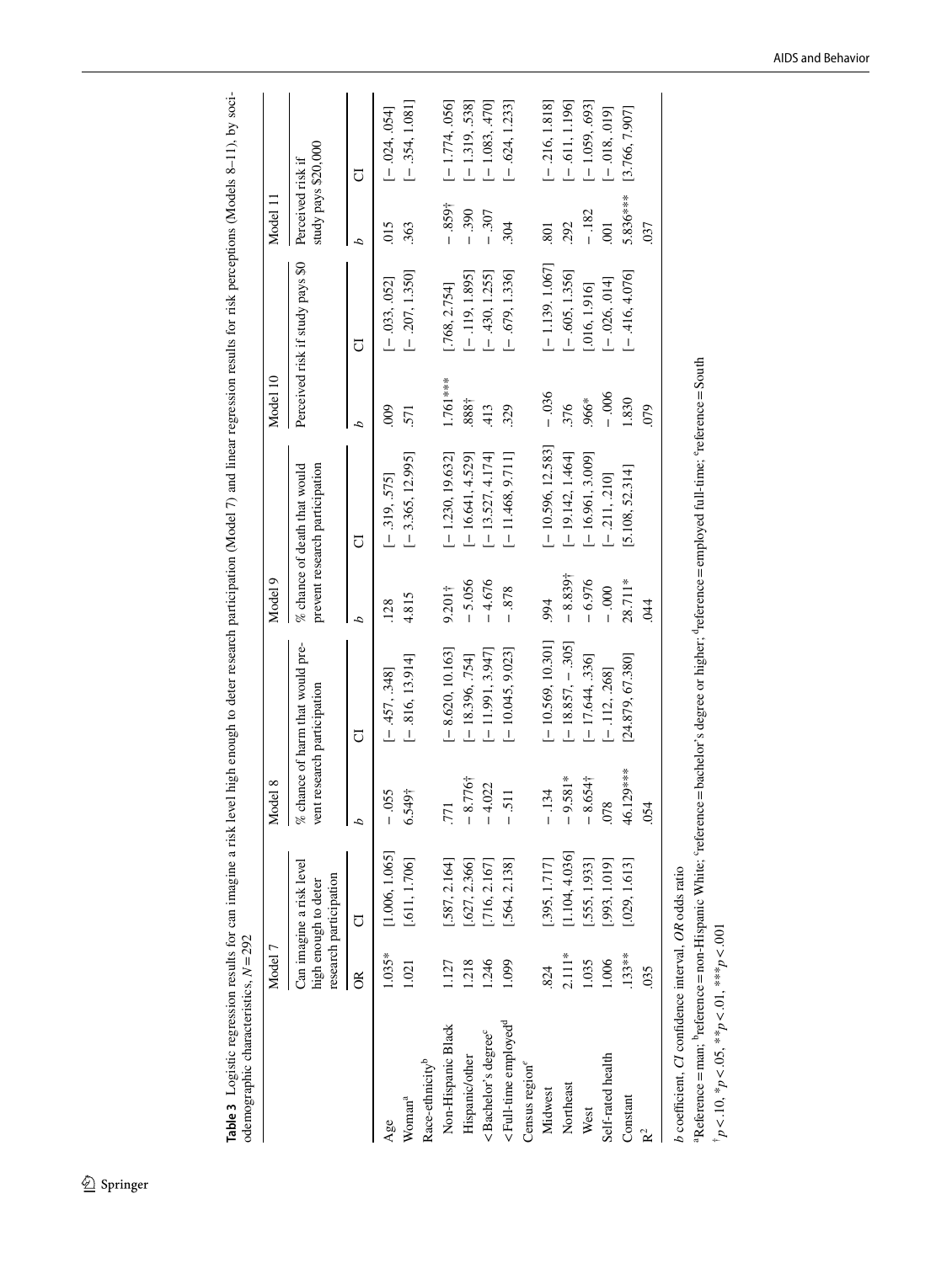**Table 3** Logistic regression results for can imagine a risk level high enough to deter research participation (Model 7) and linear regression results for risk perceptions (Models 8–11), by sociodemographic characteristics, *N* = 292

| | Model 7 | | Model 8 | | Model 9 | | Model 10 | | Model 11 | |
|---|---|---|---|---|---|---|---|---|---|---|
| | Can imagine a risk level high enough to deter research participation | | % chance of harm that would prevent research participation | | % chance of death that would prevent research participation | | Perceived risk if study pays $0 | | Perceived risk if study pays $20,000 | |
| | OR | CI | *b* | CI | *b* | CI | *b* | CI | *b* | CI |
| Age | 1.035* | [1.006, 1.065] | − .055 | [− .457, .348] | .128 | [− .319, .575] | .009 | [− .033, .052] | .015 | [− .024, .054] |
| Woman[a] | 1.021 | [.611, 1.706] | 6.549† | [− .816, 13.914] | 4.815 | [− 3.365, 12.995] | .571 | [− .207, 1.350] | .363 | [− .354, 1.081] |
| Race-ethnicity[b] | | | | | | | | | | |
| Non-Hispanic Black | 1.127 | [.587, 2.164] | .771 | [− 8.620, 10.163] | 9.201† | [− 1.230, 19.632] | 1.761*** | [.768, 2.754] | − .859† | [− 1.774, .056] |
| Hispanic/other | 1.218 | [.627, 2.366] | − 8.776† | [− 18.396, .754] | − 5.056 | [− 16.641, 4.529] | .888† | [− .119, 1.895] | − .390 | [− 1.319, .538] |
| <Bachelor's degree[c] | 1.246 | [.716, 2.167] | − 4.022 | [− 11.991, 3.947] | − 4.676 | [− 13.527, 4.174] | .413 | [− .430, 1.255] | − .307 | [− 1.083, .470] |
| <Full-time employed[d] | 1.099 | [.564, 2.138] | − .511 | [− 10.045, 9.023] | − .878 | [− 11.468, 9.711] | .329 | [− .679, 1.336] | .304 | [− .624, 1.233] |
| Census region[e] | | | | | | | | | | |
| Midwest | .824 | [.395, 1.717] | − .134 | [− 10.569, 10.301] | .994 | [− 10.596, 12.583] | − .036 | [− 1.139, 1.067] | .801 | [− .216, 1.818] |
| Northeast | 2.111* | [1.104, 4.036] | − 9.581* | [− 18.857, − .305] | − 8.839† | [− 19.142, 1.464] | .376 | [− .605, 1.356] | .292 | [− .611, 1.196] |
| West | 1.035 | [.555, 1.933] | − 8.654† | [− 17.644, .336] | − 6.976 | [− 16.961, 3.009] | .966* | [.016, 1.916] | − .182 | [− 1.059, .693] |
| Self-rated health | 1.006 | [.993, 1.019] | .078 | [− .112, .268] | − .000 | [− .211, .210] | − .006 | [− .026, .014] | .001 | [− .018, .019] |
| Constant | .133** | [.029, 1.613] | 46.129*** | [24.879, 67.380] | 28.711* | [5.108, 52.314] | 1.830 | [− .416, 4.076] | 5.836*** | [3.766, 7.907] |
| $R^2$ | .035 | | .054 | | .044 | | .079 | | .037 | |

*b* coefficient, *CI* confidence interval, *OR* odds ratio

[a]Reference = man; [b]reference = non-Hispanic White; [c]reference = bachelor's degree or higher; [d]reference = employed full-time; [e]reference = South

†$p < .10$, *$p < .05$, **$p < .01$, ***$p < .001$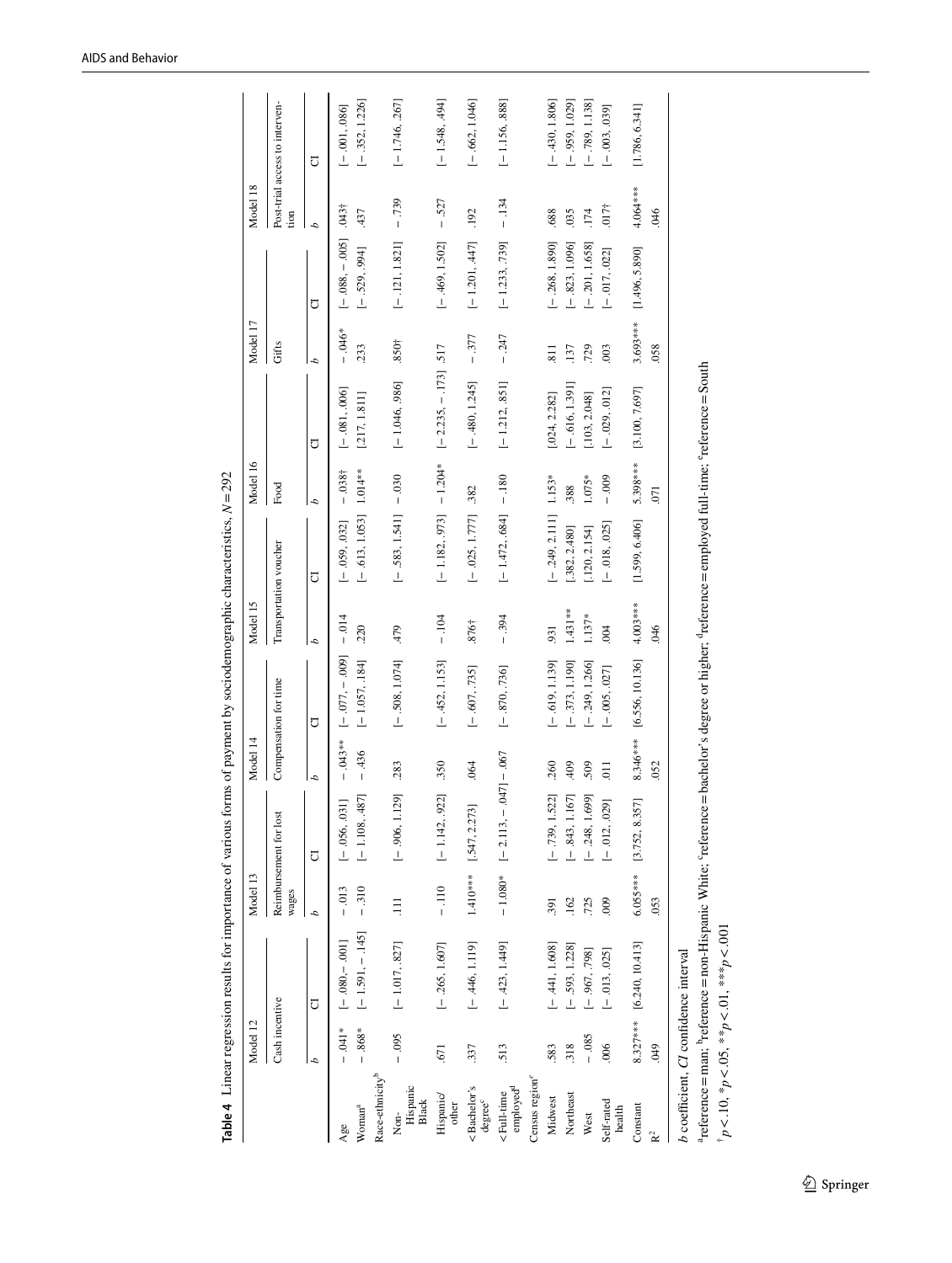**Table 4** Linear regression results for importance of various forms of payment by sociodemographic characteristics, $N = 292$

| | Model 12 | | Model 13 | | Model 14 | | Model 15 | | Model 16 | | Model 17 | | Model 18 | |
|---|---|---|---|---|---|---|---|---|---|---|---|---|---|---|
| | Cash incentive | | Reimbursement for lost wages | | Compensation for time | | Transportation voucher | | Food | | Gifts | | Post-trial access to intervention | |
| | *b* | CI | *b* | CI | *b* | CI | *b* | CI | *b* | CI | *b* | CI | *b* | CI |
| Age | − .041* | [− .080, − .001] | − .013 | [− .056, .031] | − .043** | [− .077, − .009] | − .014 | [− .059, .032] | − .038† | [− .081, .006] | − .046* | [− .088, − .005] | .043† | [− .001, .086] |
| Woman[a] | − .868* | [− 1.591, − .145] | − .310 | [− 1.108, .487] | − .436 | [− 1.057, .184] | .220 | [− .613, 1.053] | 1.014** | [.217, 1.811] | .233 | [− .529, .994] | .437 | [− .352, 1.226] |
| Race-ethnicity[b] | | | | | | | | | | | | | | |
| Non-Hispanic Black | − .095 | [− 1.017, .827] | .111 | [− .906, 1.129] | .283 | [− .508, 1.074] | .479 | [− .583, 1.541] | − .030 | [− 1.046, .986] | .850† | [− .121, 1.821] | − .739 | [− 1.746, .267] |
| Hispanic/other | .671 | [− .265, 1.607] | − .110 | [− 1.142, .922] | .350 | [− .452, 1.153] | − .104 | [− 1.182, .973] | − 1.204* | [− 2.235, − .173] | .517 | [− .469, 1.502] | − .527 | [− 1.548, .494] |
| < Bachelor's degree[c] | .337 | [− .446, 1.119] | 1.410*** | [.547, 2.273] | .064 | [− .607, .735] | .876† | [− .025, 1.777] | .382 | [− .480, 1.245] | − .377 | [− 1.201, .447] | .192 | [− .662, 1.046] |
| < Full-time employed[d] | .513 | [− .423, 1.449] | − 1.080* | [− 2.113, − .047] | − .067 | [− .870, .736] | − .394 | [− 1.472, .684] | − .180 | [− 1.212, .851] | − .247 | [− 1.233, .739] | − .134 | [− 1.156, .888] |
| Census region[e] | | | | | | | | | | | | | | |
| Midwest | .583 | [− .441, 1.608] | .391 | [− .739, 1.522] | .260 | [− .619, 1.139] | .931 | [− .249, 2.111] | 1.153* | [.024, 2.282] | .811 | [− .268, 1.890] | .688 | [− .430, 1.806] |
| Northeast | .318 | [− .593, 1.228] | .162 | [− .843, 1.167] | .409 | [− .373, 1.190] | 1.431** | [.382, 2.480] | .388 | [− .616, 1.391] | .137 | [− .823, 1.096] | .035 | [− .959, 1.029] |
| West | − .085 | [− .967, .798] | .725 | [− .248, 1.699] | .509 | [− .249, 1.266] | 1.137* | [.120, 2.154] | 1.075* | [.103, 2.048] | .729 | [− .201, 1.658] | .174 | [− .789, 1.138] |
| Self-rated health | .006 | [− .013, .025] | .009 | [− .012, .029] | .011 | [− .005, .027] | .004 | [− .018, .025] | − .009 | [− .029, .012] | .003 | [− .017, .022] | .017† | [− .003, .039] |
| Constant | 8.327*** | [6.240, 10.413] | 6.055*** | [3.752, 8.357] | 8.346*** | [6.556, 10.136] | 4.003*** | [1.599, 6.406] | 5.398*** | [3.100, 7.697] | 3.693*** | [1.496, 5.890] | 4.064*** | [1.786, 6.341] |
| $R^2$ | .049 | | .053 | | .052 | | .046 | | .071 | | .058 | | .046 | |

*b* coefficient, *CI* confidence interval

[a]reference = man; [b]reference = non-Hispanic White; [c]reference = bachelor's degree or higher; [d]reference = employed full-time; [e]reference = South

† $p < .10$, * $p < .05$, ** $p < .01$, *** $p < .001$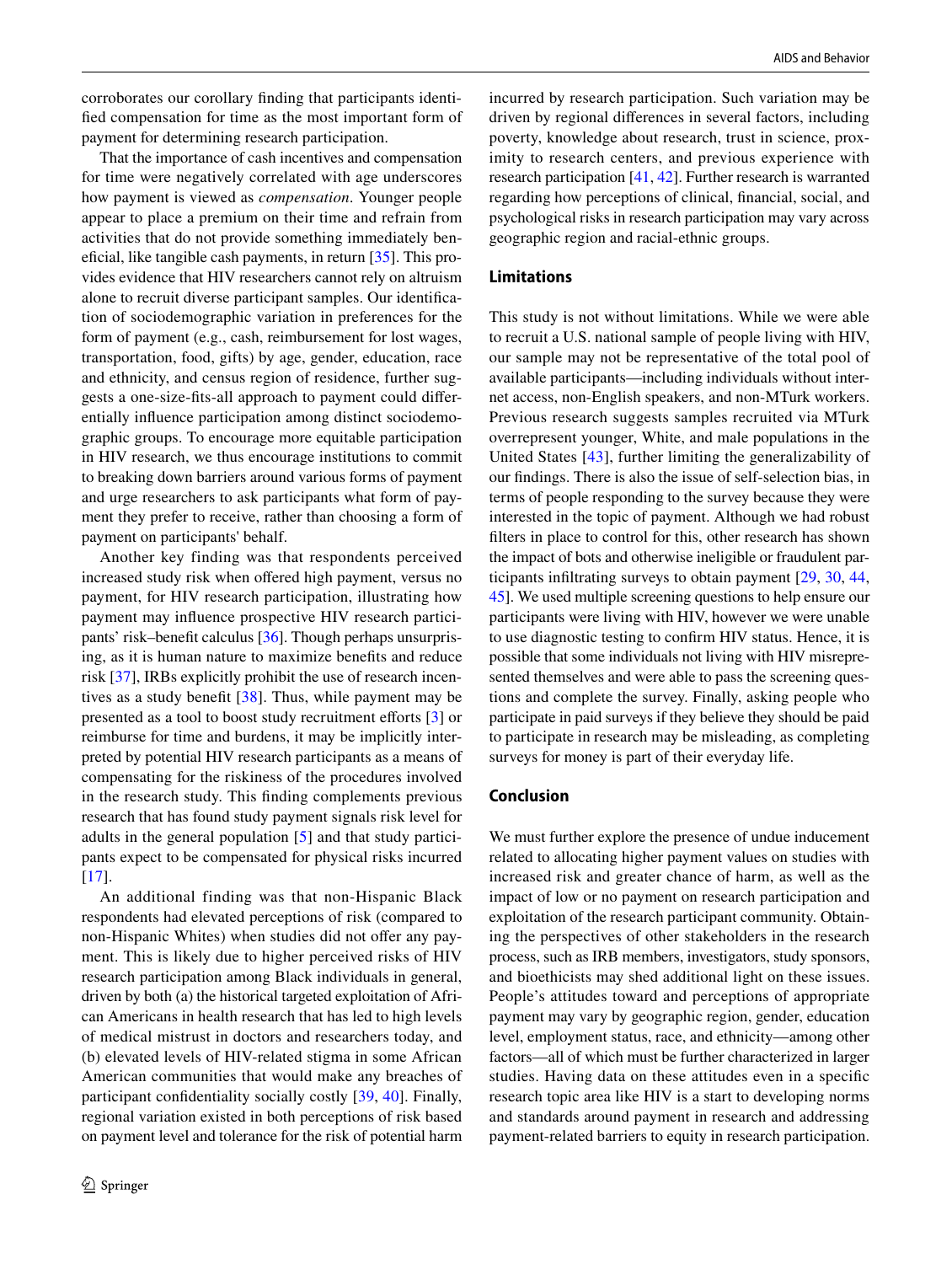corroborates our corollary finding that participants identified compensation for time as the most important form of payment for determining research participation.

That the importance of cash incentives and compensation for time were negatively correlated with age underscores how payment is viewed as *compensation*. Younger people appear to place a premium on their time and refrain from activities that do not provide something immediately beneficial, like tangible cash payments, in return [35]. This provides evidence that HIV researchers cannot rely on altruism alone to recruit diverse participant samples. Our identification of sociodemographic variation in preferences for the form of payment (e.g., cash, reimbursement for lost wages, transportation, food, gifts) by age, gender, education, race and ethnicity, and census region of residence, further suggests a one-size-fits-all approach to payment could differentially influence participation among distinct sociodemographic groups. To encourage more equitable participation in HIV research, we thus encourage institutions to commit to breaking down barriers around various forms of payment and urge researchers to ask participants what form of payment they prefer to receive, rather than choosing a form of payment on participants' behalf.

Another key finding was that respondents perceived increased study risk when offered high payment, versus no payment, for HIV research participation, illustrating how payment may influence prospective HIV research participants' risk–benefit calculus [36]. Though perhaps unsurprising, as it is human nature to maximize benefits and reduce risk [37], IRBs explicitly prohibit the use of research incentives as a study benefit [38]. Thus, while payment may be presented as a tool to boost study recruitment efforts [3] or reimburse for time and burdens, it may be implicitly interpreted by potential HIV research participants as a means of compensating for the riskiness of the procedures involved in the research study. This finding complements previous research that has found study payment signals risk level for adults in the general population [5] and that study participants expect to be compensated for physical risks incurred [17].

An additional finding was that non-Hispanic Black respondents had elevated perceptions of risk (compared to non-Hispanic Whites) when studies did not offer any payment. This is likely due to higher perceived risks of HIV research participation among Black individuals in general, driven by both (a) the historical targeted exploitation of African Americans in health research that has led to high levels of medical mistrust in doctors and researchers today, and (b) elevated levels of HIV-related stigma in some African American communities that would make any breaches of participant confidentiality socially costly [39, 40]. Finally, regional variation existed in both perceptions of risk based on payment level and tolerance for the risk of potential harm incurred by research participation. Such variation may be driven by regional differences in several factors, including poverty, knowledge about research, trust in science, proximity to research centers, and previous experience with research participation [41, 42]. Further research is warranted regarding how perceptions of clinical, financial, social, and psychological risks in research participation may vary across geographic region and racial-ethnic groups.

## Limitations

This study is not without limitations. While we were able to recruit a U.S. national sample of people living with HIV, our sample may not be representative of the total pool of available participants—including individuals without internet access, non-English speakers, and non-MTurk workers. Previous research suggests samples recruited via MTurk overrepresent younger, White, and male populations in the United States [43], further limiting the generalizability of our findings. There is also the issue of self-selection bias, in terms of people responding to the survey because they were interested in the topic of payment. Although we had robust filters in place to control for this, other research has shown the impact of bots and otherwise ineligible or fraudulent participants infiltrating surveys to obtain payment [29, 30, 44, 45]. We used multiple screening questions to help ensure our participants were living with HIV, however we were unable to use diagnostic testing to confirm HIV status. Hence, it is possible that some individuals not living with HIV misrepresented themselves and were able to pass the screening questions and complete the survey. Finally, asking people who participate in paid surveys if they believe they should be paid to participate in research may be misleading, as completing surveys for money is part of their everyday life.

## Conclusion

We must further explore the presence of undue inducement related to allocating higher payment values on studies with increased risk and greater chance of harm, as well as the impact of low or no payment on research participation and exploitation of the research participant community. Obtaining the perspectives of other stakeholders in the research process, such as IRB members, investigators, study sponsors, and bioethicists may shed additional light on these issues. People's attitudes toward and perceptions of appropriate payment may vary by geographic region, gender, education level, employment status, race, and ethnicity—among other factors—all of which must be further characterized in larger studies. Having data on these attitudes even in a specific research topic area like HIV is a start to developing norms and standards around payment in research and addressing payment-related barriers to equity in research participation.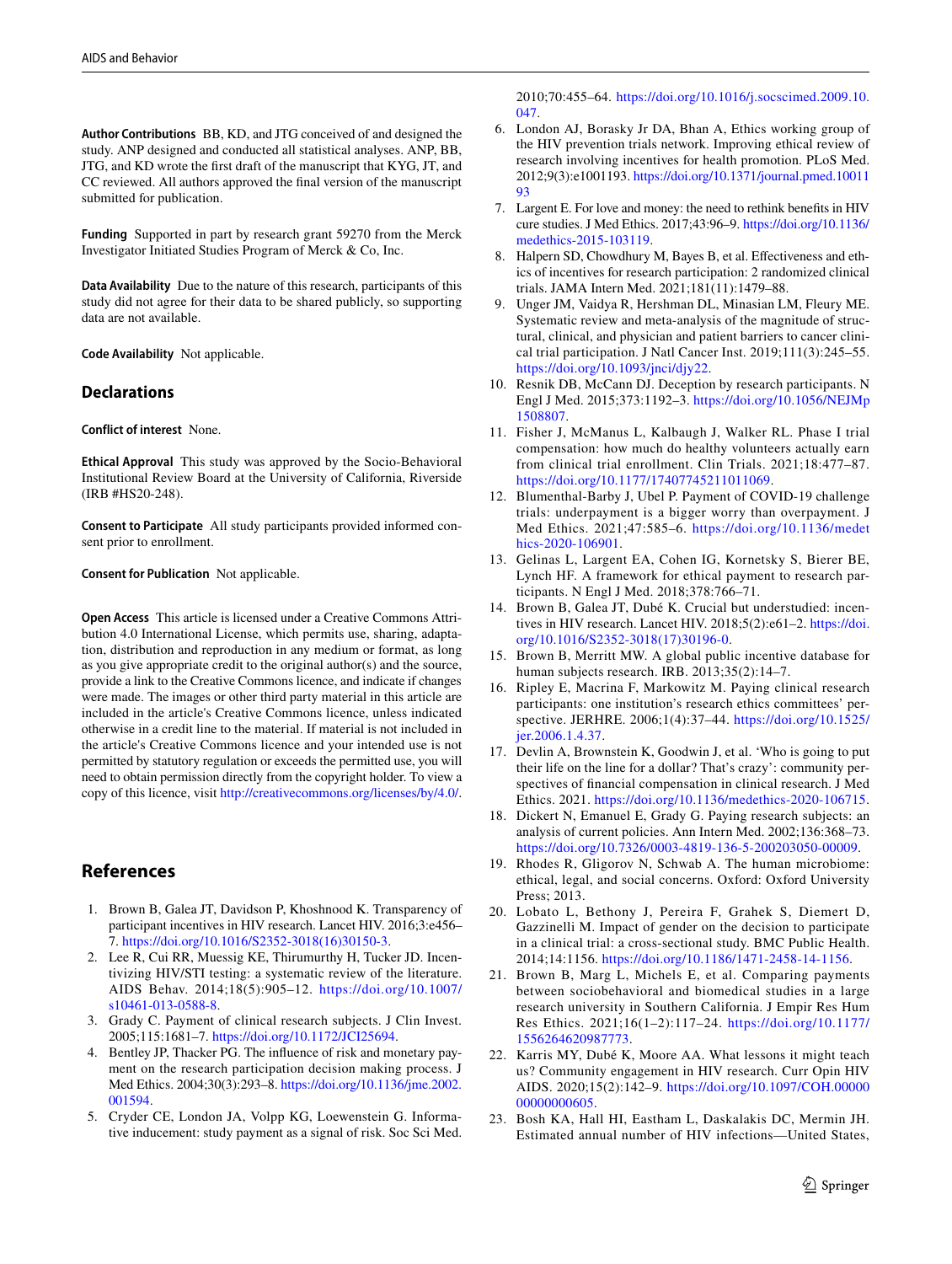**Author Contributions** BB, KD, and JTG conceived of and designed the study. ANP designed and conducted all statistical analyses. ANP, BB, JTG, and KD wrote the first draft of the manuscript that KYG, JT, and CC reviewed. All authors approved the final version of the manuscript submitted for publication.

**Funding** Supported in part by research grant 59270 from the Merck Investigator Initiated Studies Program of Merck & Co, Inc.

**Data Availability** Due to the nature of this research, participants of this study did not agree for their data to be shared publicly, so supporting data are not available.

**Code Availability** Not applicable.

## Declarations

**Conflict of interest** None.

**Ethical Approval** This study was approved by the Socio-Behavioral Institutional Review Board at the University of California, Riverside (IRB #HS20-248).

**Consent to Participate** All study participants provided informed consent prior to enrollment.

**Consent for Publication** Not applicable.

**Open Access** This article is licensed under a Creative Commons Attribution 4.0 International License, which permits use, sharing, adaptation, distribution and reproduction in any medium or format, as long as you give appropriate credit to the original author(s) and the source, provide a link to the Creative Commons licence, and indicate if changes were made. The images or other third party material in this article are included in the article's Creative Commons licence, unless indicated otherwise in a credit line to the material. If material is not included in the article's Creative Commons licence and your intended use is not permitted by statutory regulation or exceeds the permitted use, you will need to obtain permission directly from the copyright holder. To view a copy of this licence, visit http://creativecommons.org/licenses/by/4.0/.

## References

1. Brown B, Galea JT, Davidson P, Khoshnood K. Transparency of participant incentives in HIV research. Lancet HIV. 2016;3:e456–7. https://doi.org/10.1016/S2352-3018(16)30150-3.
2. Lee R, Cui RR, Muessig KE, Thirumurthy H, Tucker JD. Incentivizing HIV/STI testing: a systematic review of the literature. AIDS Behav. 2014;18(5):905–12. https://doi.org/10.1007/s10461-013-0588-8.
3. Grady C. Payment of clinical research subjects. J Clin Invest. 2005;115:1681–7. https://doi.org/10.1172/JCI25694.
4. Bentley JP, Thacker PG. The influence of risk and monetary payment on the research participation decision making process. J Med Ethics. 2004;30(3):293–8. https://doi.org/10.1136/jme.2002.001594.
5. Cryder CE, London JA, Volpp KG, Loewenstein G. Informative inducement: study payment as a signal of risk. Soc Sci Med. 2010;70:455–64. https://doi.org/10.1016/j.socscimed.2009.10.047.
6. London AJ, Borasky Jr DA, Bhan A, Ethics working group of the HIV prevention trials network. Improving ethical review of research involving incentives for health promotion. PLoS Med. 2012;9(3):e1001193. https://doi.org/10.1371/journal.pmed.1001193
7. Largent E. For love and money: the need to rethink benefits in HIV cure studies. J Med Ethics. 2017;43:96–9. https://doi.org/10.1136/medethics-2015-103119.
8. Halpern SD, Chowdhury M, Bayes B, et al. Effectiveness and ethics of incentives for research participation: 2 randomized clinical trials. JAMA Intern Med. 2021;181(11):1479–88.
9. Unger JM, Vaidya R, Hershman DL, Minasian LM, Fleury ME. Systematic review and meta-analysis of the magnitude of structural, clinical, and physician and patient barriers to cancer clinical trial participation. J Natl Cancer Inst. 2019;111(3):245–55. https://doi.org/10.1093/jnci/djy22.
10. Resnik DB, McCann DJ. Deception by research participants. N Engl J Med. 2015;373:1192–3. https://doi.org/10.1056/NEJMp1508807.
11. Fisher J, McManus L, Kalbaugh J, Walker RL. Phase I trial compensation: how much do healthy volunteers actually earn from clinical trial enrollment. Clin Trials. 2021;18:477–87. https://doi.org/10.1177/17407745211011069.
12. Blumenthal-Barby J, Ubel P. Payment of COVID-19 challenge trials: underpayment is a bigger worry than overpayment. J Med Ethics. 2021;47:585–6. https://doi.org/10.1136/medethics-2020-106901.
13. Gelinas L, Largent EA, Cohen IG, Kornetsky S, Bierer BE, Lynch HF. A framework for ethical payment to research participants. N Engl J Med. 2018;378:766–71.
14. Brown B, Galea JT, Dubé K. Crucial but understudied: incentives in HIV research. Lancet HIV. 2018;5(2):e61–2. https://doi.org/10.1016/S2352-3018(17)30196-0.
15. Brown B, Merritt MW. A global public incentive database for human subjects research. IRB. 2013;35(2):14–7.
16. Ripley E, Macrina F, Markowitz M. Paying clinical research participants: one institution's research ethics committees' perspective. JERHRE. 2006;1(4):37–44. https://doi.org/10.1525/jer.2006.1.4.37.
17. Devlin A, Brownstein K, Goodwin J, et al. 'Who is going to put their life on the line for a dollar? That's crazy': community perspectives of financial compensation in clinical research. J Med Ethics. 2021. https://doi.org/10.1136/medethics-2020-106715.
18. Dickert N, Emanuel E, Grady G. Paying research subjects: an analysis of current policies. Ann Intern Med. 2002;136:368–73. https://doi.org/10.7326/0003-4819-136-5-200203050-00009.
19. Rhodes R, Gligorov N, Schwab A. The human microbiome: ethical, legal, and social concerns. Oxford: Oxford University Press; 2013.
20. Lobato L, Bethony J, Pereira F, Grahek S, Diemert D, Gazzinelli M. Impact of gender on the decision to participate in a clinical trial: a cross-sectional study. BMC Public Health. 2014;14:1156. https://doi.org/10.1186/1471-2458-14-1156.
21. Brown B, Marg L, Michels E, et al. Comparing payments between sociobehavioral and biomedical studies in a large research university in Southern California. J Empir Res Hum Res Ethics. 2021;16(1–2):117–24. https://doi.org/10.1177/1556264620987773.
22. Karris MY, Dubé K, Moore AA. What lessons it might teach us? Community engagement in HIV research. Curr Opin HIV AIDS. 2020;15(2):142–9. https://doi.org/10.1097/COH.0000000000000605.
23. Bosh KA, Hall HI, Eastham L, Daskalakis DC, Mermin JH. Estimated annual number of HIV infections—United States,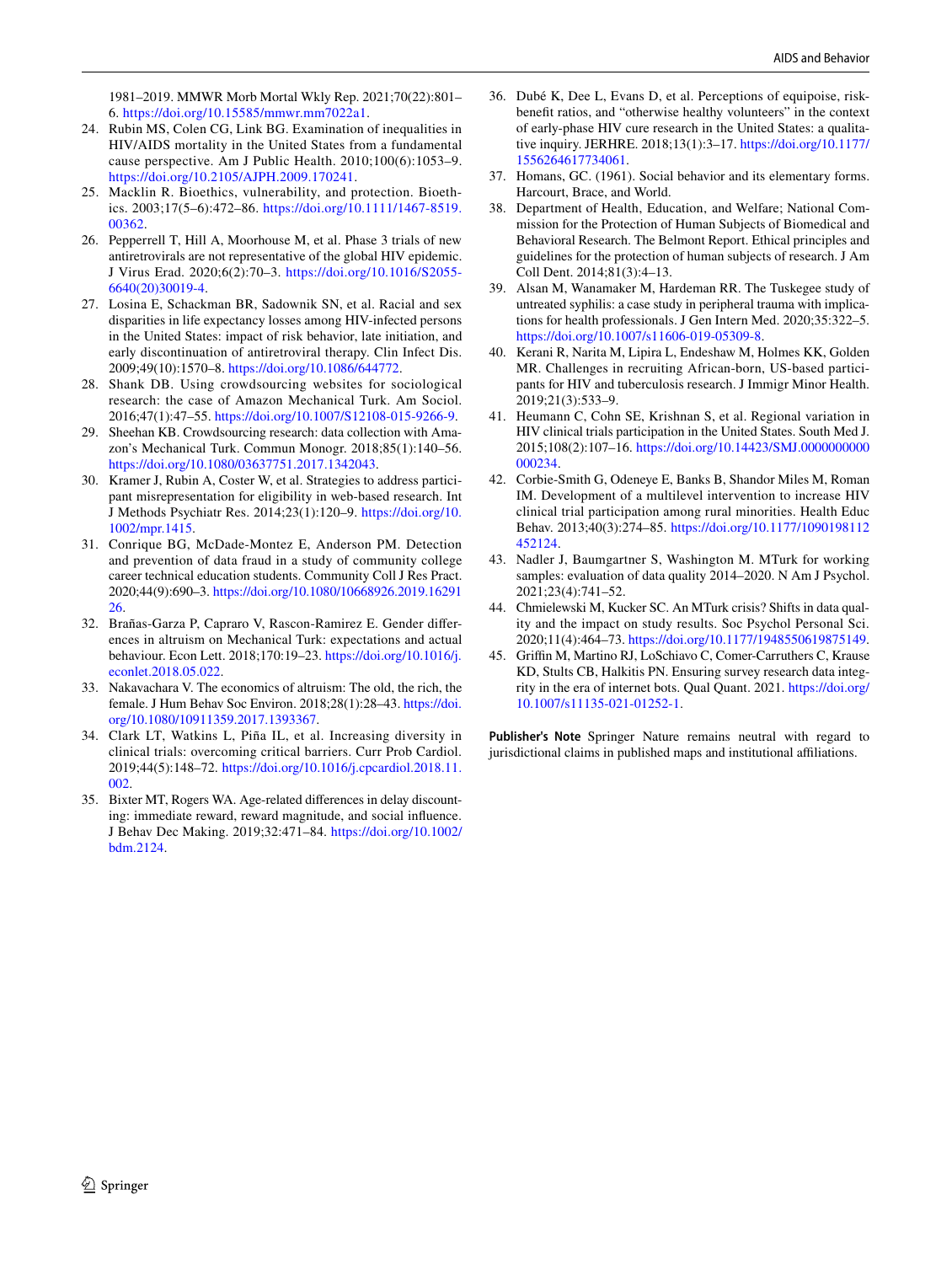1981–2019. MMWR Morb Mortal Wkly Rep. 2021;70(22):801–6. https://doi.org/10.15585/mmwr.mm7022a1.

24. Rubin MS, Colen CG, Link BG. Examination of inequalities in HIV/AIDS mortality in the United States from a fundamental cause perspective. Am J Public Health. 2010;100(6):1053–9. https://doi.org/10.2105/AJPH.2009.170241.
25. Macklin R. Bioethics, vulnerability, and protection. Bioethics. 2003;17(5–6):472–86. https://doi.org/10.1111/1467-8519.00362.
26. Pepperrell T, Hill A, Moorhouse M, et al. Phase 3 trials of new antiretrovirals are not representative of the global HIV epidemic. J Virus Erad. 2020;6(2):70–3. https://doi.org/10.1016/S2055-6640(20)30019-4.
27. Losina E, Schackman BR, Sadownik SN, et al. Racial and sex disparities in life expectancy losses among HIV-infected persons in the United States: impact of risk behavior, late initiation, and early discontinuation of antiretroviral therapy. Clin Infect Dis. 2009;49(10):1570–8. https://doi.org/10.1086/644772.
28. Shank DB. Using crowdsourcing websites for sociological research: the case of Amazon Mechanical Turk. Am Sociol. 2016;47(1):47–55. https://doi.org/10.1007/S12108-015-9266-9.
29. Sheehan KB. Crowdsourcing research: data collection with Amazon's Mechanical Turk. Commun Monogr. 2018;85(1):140–56. https://doi.org/10.1080/03637751.2017.1342043.
30. Kramer J, Rubin A, Coster W, et al. Strategies to address participant misrepresentation for eligibility in web-based research. Int J Methods Psychiatr Res. 2014;23(1):120–9. https://doi.org/10.1002/mpr.1415.
31. Conrique BG, McDade-Montez E, Anderson PM. Detection and prevention of data fraud in a study of community college career technical education students. Community Coll J Res Pract. 2020;44(9):690–3. https://doi.org/10.1080/10668926.2019.1629126.
32. Brañas-Garza P, Capraro V, Rascon-Ramirez E. Gender differences in altruism on Mechanical Turk: expectations and actual behaviour. Econ Lett. 2018;170:19–23. https://doi.org/10.1016/j.econlet.2018.05.022.
33. Nakavachara V. The economics of altruism: The old, the rich, the female. J Hum Behav Soc Environ. 2018;28(1):28–43. https://doi.org/10.1080/10911359.2017.1393367.
34. Clark LT, Watkins L, Piña IL, et al. Increasing diversity in clinical trials: overcoming critical barriers. Curr Prob Cardiol. 2019;44(5):148–72. https://doi.org/10.1016/j.cpcardiol.2018.11.002.
35. Bixter MT, Rogers WA. Age-related differences in delay discounting: immediate reward, reward magnitude, and social influence. J Behav Dec Making. 2019;32:471–84. https://doi.org/10.1002/bdm.2124.
36. Dubé K, Dee L, Evans D, et al. Perceptions of equipoise, risk-benefit ratios, and "otherwise healthy volunteers" in the context of early-phase HIV cure research in the United States: a qualitative inquiry. JERHRE. 2018;13(1):3–17. https://doi.org/10.1177/1556264617734061.
37. Homans, GC. (1961). Social behavior and its elementary forms. Harcourt, Brace, and World.
38. Department of Health, Education, and Welfare; National Commission for the Protection of Human Subjects of Biomedical and Behavioral Research. The Belmont Report. Ethical principles and guidelines for the protection of human subjects of research. J Am Coll Dent. 2014;81(3):4–13.
39. Alsan M, Wanamaker M, Hardeman RR. The Tuskegee study of untreated syphilis: a case study in peripheral trauma with implications for health professionals. J Gen Intern Med. 2020;35:322–5. https://doi.org/10.1007/s11606-019-05309-8.
40. Kerani R, Narita M, Lipira L, Endeshaw M, Holmes KK, Golden MR. Challenges in recruiting African-born, US-based participants for HIV and tuberculosis research. J Immigr Minor Health. 2019;21(3):533–9.
41. Heumann C, Cohn SE, Krishnan S, et al. Regional variation in HIV clinical trials participation in the United States. South Med J. 2015;108(2):107–16. https://doi.org/10.14423/SMJ.0000000000000234.
42. Corbie-Smith G, Odeneye E, Banks B, Shandor Miles M, Roman IM. Development of a multilevel intervention to increase HIV clinical trial participation among rural minorities. Health Educ Behav. 2013;40(3):274–85. https://doi.org/10.1177/1090198112452124.
43. Nadler J, Baumgartner S, Washington M. MTurk for working samples: evaluation of data quality 2014–2020. N Am J Psychol. 2021;23(4):741–52.
44. Chmielewski M, Kucker SC. An MTurk crisis? Shifts in data quality and the impact on study results. Soc Psychol Personal Sci. 2020;11(4):464–73. https://doi.org/10.1177/1948550619875149.
45. Griffin M, Martino RJ, LoSchiavo C, Comer-Carruthers C, Krause KD, Stults CB, Halkitis PN. Ensuring survey research data integrity in the era of internet bots. Qual Quant. 2021. https://doi.org/10.1007/s11135-021-01252-1.

**Publisher's Note** Springer Nature remains neutral with regard to jurisdictional claims in published maps and institutional affiliations.